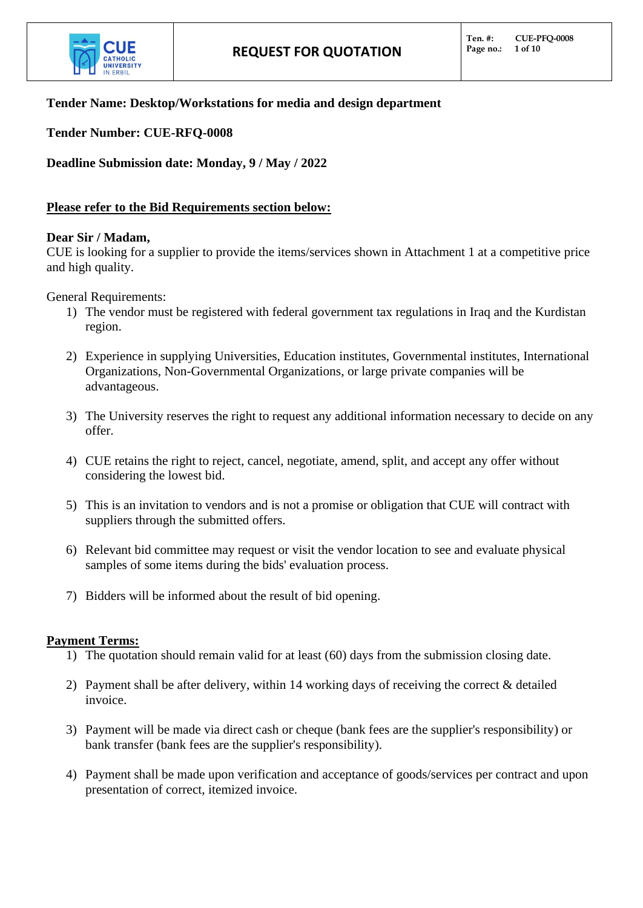# REQUEST FOR QUOTATION

**Tender Name: Desktop/Workstations for media and design department**

**Tender Number: CUE-RFQ-0008**

**Deadline Submission date: Monday, 9 / May / 2022**

**Please refer to the Bid Requirements section below:**

**Dear Sir / Madam,**
CUE is looking for a supplier to provide the items/services shown in Attachment 1 at a competitive price and high quality.

General Requirements:

1) The vendor must be registered with federal government tax regulations in Iraq and the Kurdistan region.
2) Experience in supplying Universities, Education institutes, Governmental institutes, International Organizations, Non-Governmental Organizations, or large private companies will be advantageous.
3) The University reserves the right to request any additional information necessary to decide on any offer.
4) CUE retains the right to reject, cancel, negotiate, amend, split, and accept any offer without considering the lowest bid.
5) This is an invitation to vendors and is not a promise or obligation that CUE will contract with suppliers through the submitted offers.
6) Relevant bid committee may request or visit the vendor location to see and evaluate physical samples of some items during the bids' evaluation process.
7) Bidders will be informed about the result of bid opening.

**Payment Terms:**

1) The quotation should remain valid for at least (60) days from the submission closing date.
2) Payment shall be after delivery, within 14 working days of receiving the correct & detailed invoice.
3) Payment will be made via direct cash or cheque (bank fees are the supplier's responsibility) or bank transfer (bank fees are the supplier's responsibility).
4) Payment shall be made upon verification and acceptance of goods/services per contract and upon presentation of correct, itemized invoice.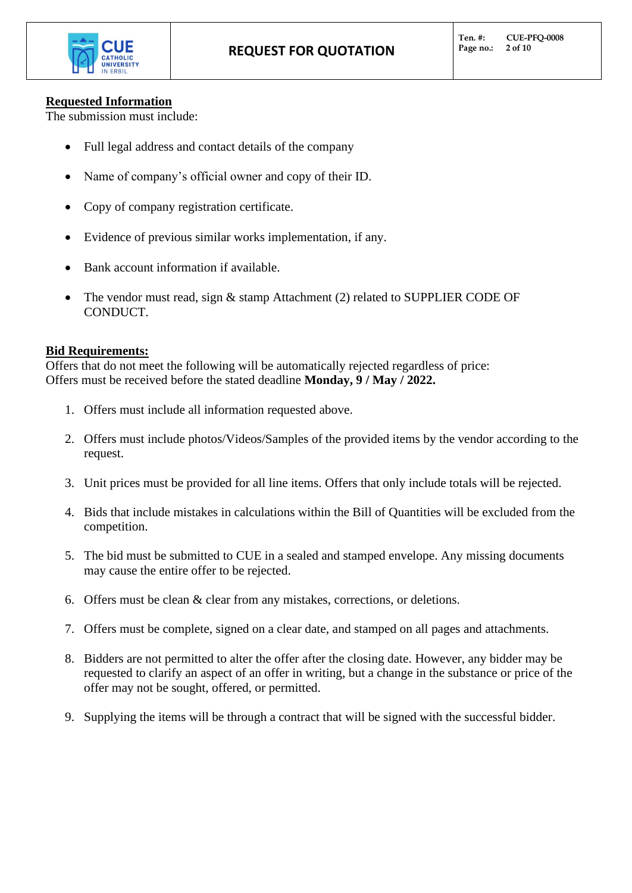## Requested Information

The submission must include:

- Full legal address and contact details of the company
- Name of company's official owner and copy of their ID.
- Copy of company registration certificate.
- Evidence of previous similar works implementation, if any.
- Bank account information if available.
- The vendor must read, sign & stamp Attachment (2) related to SUPPLIER CODE OF CONDUCT.

## Bid Requirements:

Offers that do not meet the following will be automatically rejected regardless of price:
Offers must be received before the stated deadline **Monday, 9 / May / 2022.**

1. Offers must include all information requested above.
2. Offers must include photos/Videos/Samples of the provided items by the vendor according to the request.
3. Unit prices must be provided for all line items. Offers that only include totals will be rejected.
4. Bids that include mistakes in calculations within the Bill of Quantities will be excluded from the competition.
5. The bid must be submitted to CUE in a sealed and stamped envelope. Any missing documents may cause the entire offer to be rejected.
6. Offers must be clean & clear from any mistakes, corrections, or deletions.
7. Offers must be complete, signed on a clear date, and stamped on all pages and attachments.
8. Bidders are not permitted to alter the offer after the closing date. However, any bidder may be requested to clarify an aspect of an offer in writing, but a change in the substance or price of the offer may not be sought, offered, or permitted.
9. Supplying the items will be through a contract that will be signed with the successful bidder.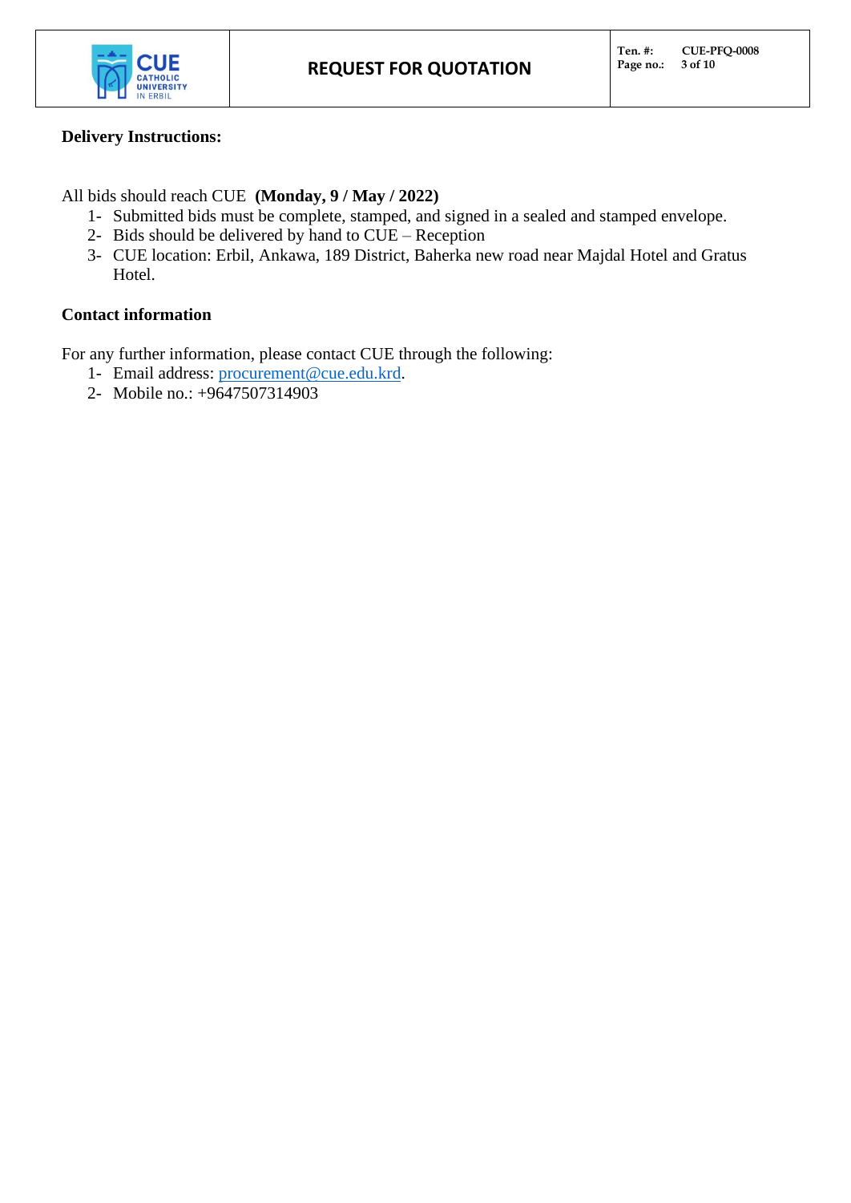**Delivery Instructions:**

All bids should reach CUE **(Monday, 9 / May / 2022)**

1- Submitted bids must be complete, stamped, and signed in a sealed and stamped envelope.
2- Bids should be delivered by hand to CUE – Reception
3- CUE location: Erbil, Ankawa, 189 District, Baherka new road near Majdal Hotel and Gratus Hotel.

**Contact information**

For any further information, please contact CUE through the following:

1- Email address: procurement@cue.edu.krd.
2- Mobile no.: +9647507314903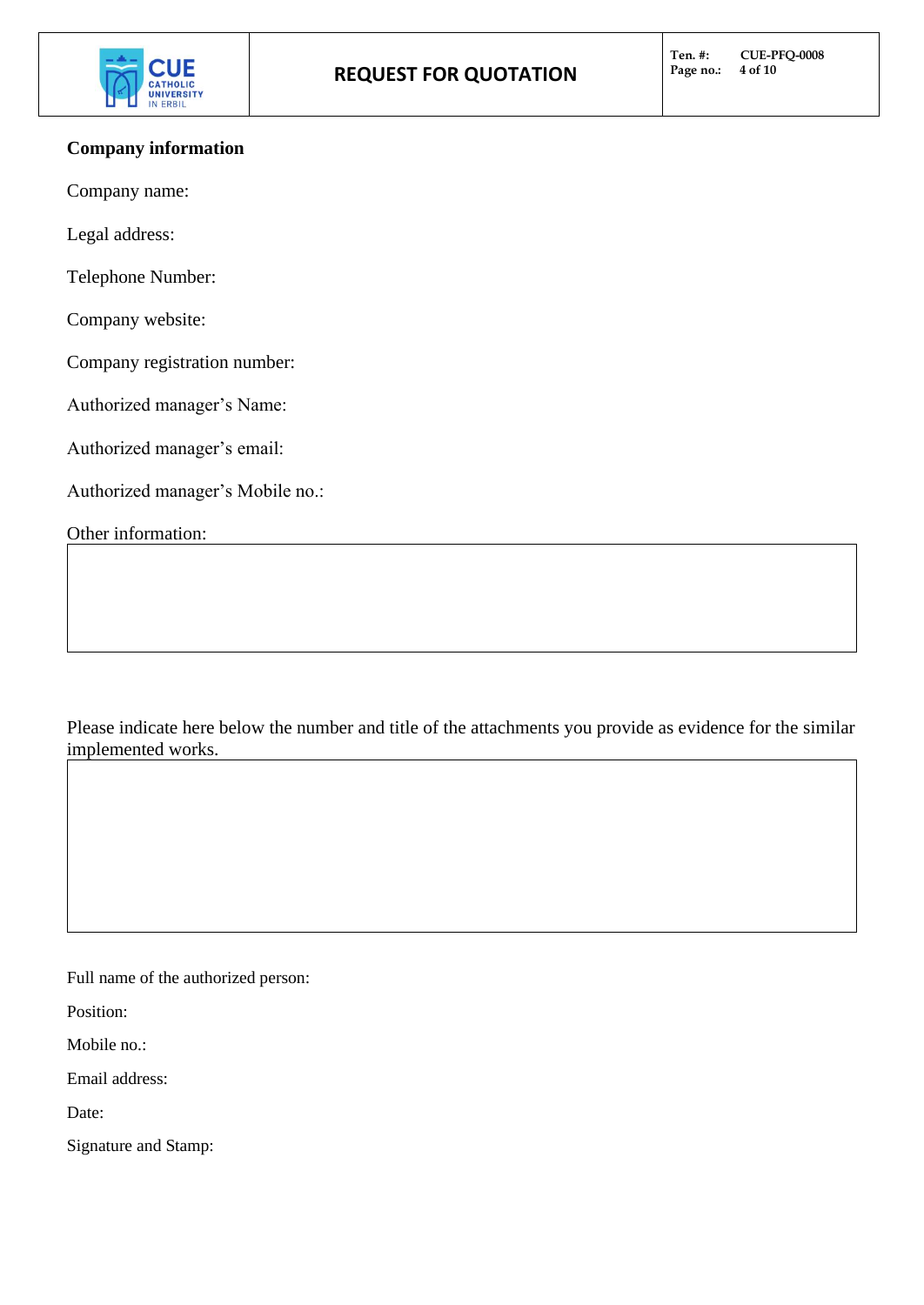**Company information**

Company name:

Legal address:

Telephone Number:

Company website:

Company registration number:

Authorized manager's Name:

Authorized manager's email:

Authorized manager's Mobile no.:

Other information:

| |
|---|
| |

Please indicate here below the number and title of the attachments you provide as evidence for the similar implemented works.

| |
|---|
| |

Full name of the authorized person:

Position:

Mobile no.:

Email address:

Date:

Signature and Stamp: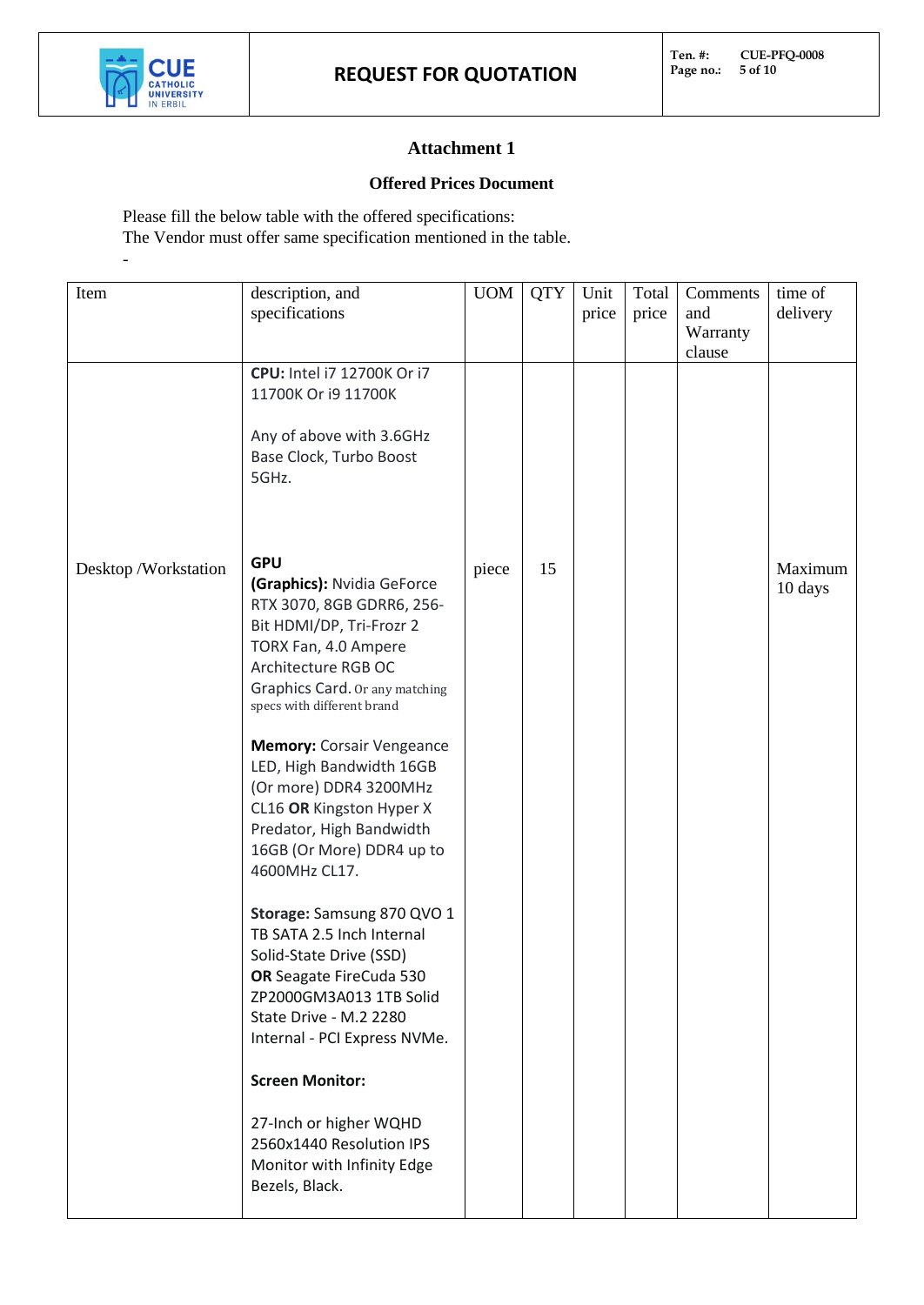## Attachment 1

### Offered Prices Document

Please fill the below table with the offered specifications:
The Vendor must offer same specification mentioned in the table.

-

| Item | description, and specifications | UOM | QTY | Unit price | Total price | Comments and Warranty clause | time of delivery |
|---|---|---|---|---|---|---|---|
| Desktop /Workstation | **CPU:** Intel i7 12700K Or i7 11700K Or i9 11700K<br><br>Any of above with 3.6GHz Base Clock, Turbo Boost 5GHz.<br><br>**GPU (Graphics):** Nvidia GeForce RTX 3070, 8GB GDRR6, 256-Bit HDMI/DP, Tri-Frozr 2 TORX Fan, 4.0 Ampere Architecture RGB OC Graphics Card. Or any matching specs with different brand<br><br>**Memory:** Corsair Vengeance LED, High Bandwidth 16GB (Or more) DDR4 3200MHz CL16 **OR** Kingston Hyper X Predator, High Bandwidth 16GB (Or More) DDR4 up to 4600MHz CL17.<br><br>**Storage:** Samsung 870 QVO 1 TB SATA 2.5 Inch Internal Solid-State Drive (SSD) **OR** Seagate FireCuda 530 ZP2000GM3A013 1TB Solid State Drive - M.2 2280 Internal - PCI Express NVMe.<br><br>**Screen Monitor:**<br><br>27-Inch or higher WQHD 2560x1440 Resolution IPS Monitor with Infinity Edge Bezels, Black. | piece | 15 | | | | Maximum 10 days |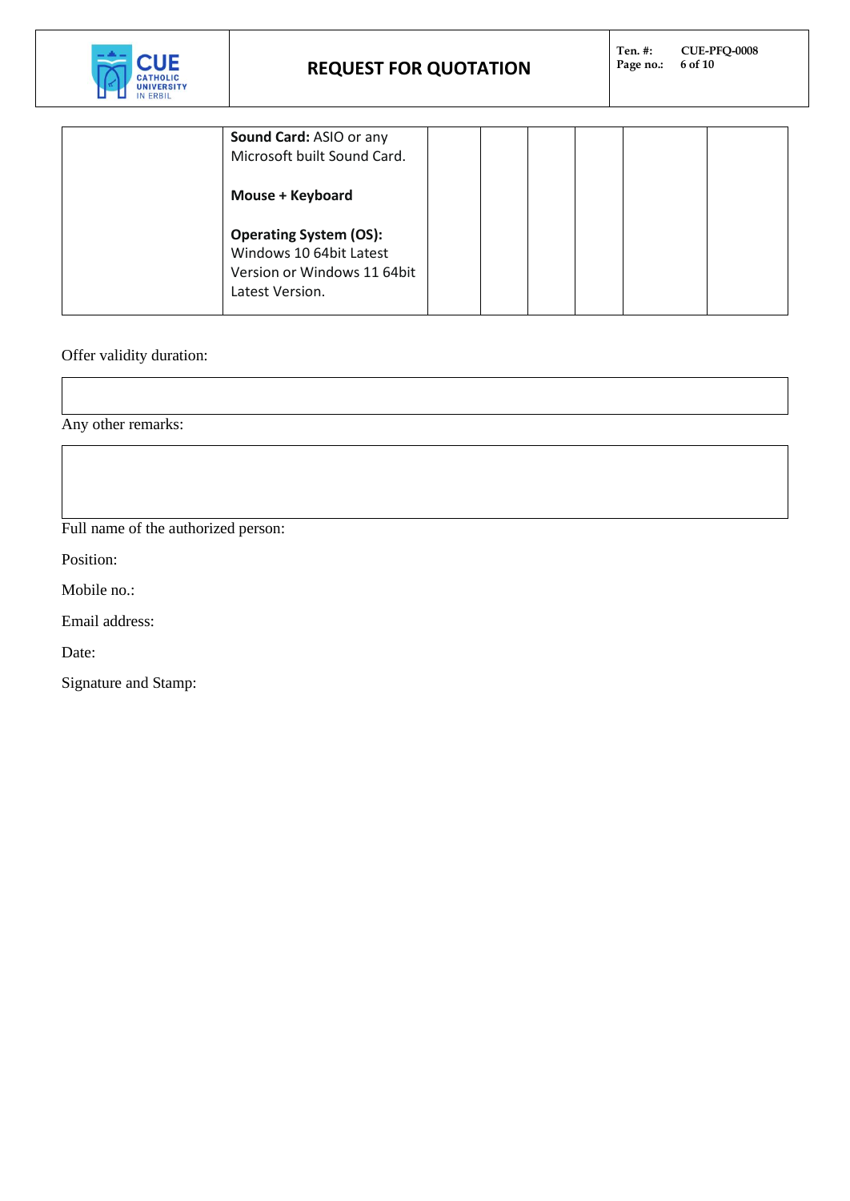|  | **Sound Card:** ASIO or any Microsoft built Sound Card.<br><br>**Mouse + Keyboard**<br><br>**Operating System (OS):** Windows 10 64bit Latest Version or Windows 11 64bit Latest Version. |  |  |  |  |  |  |
|---|---|---|---|---|---|---|---|

Offer validity duration:

|  |
|---|
|  |

Any other remarks:

|  |
|---|
|  |

Full name of the authorized person:

Position:

Mobile no.:

Email address:

Date:

Signature and Stamp: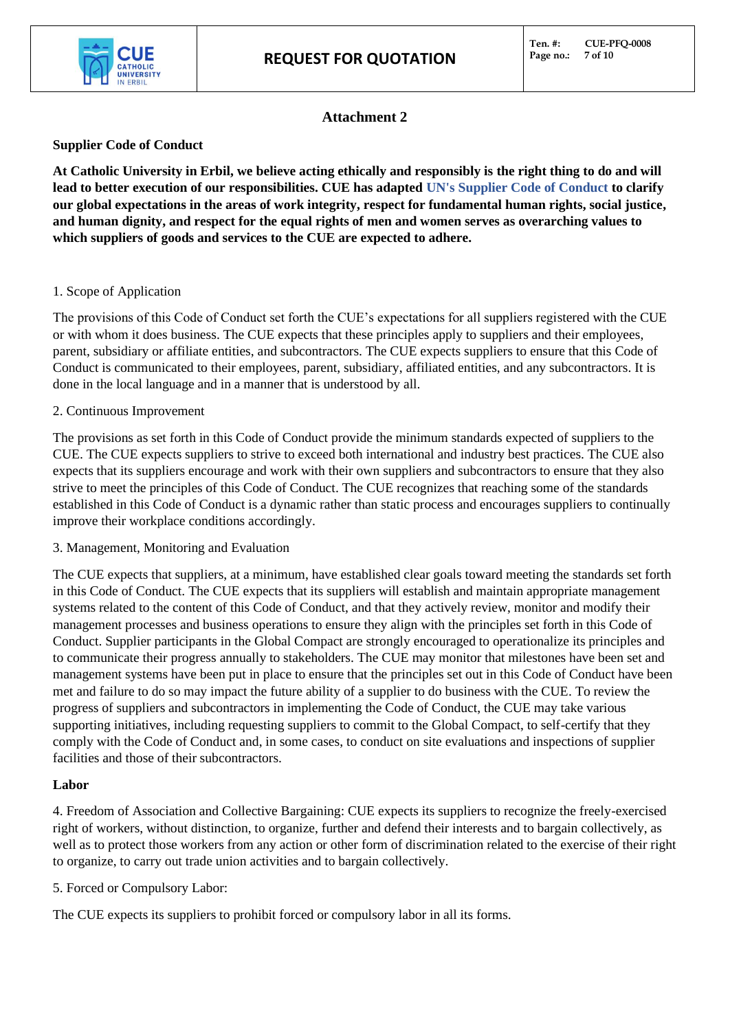## Attachment 2

**Supplier Code of Conduct**

**At Catholic University in Erbil, we believe acting ethically and responsibly is the right thing to do and will lead to better execution of our responsibilities. CUE has adapted UN's Supplier Code of Conduct to clarify our global expectations in the areas of work integrity, respect for fundamental human rights, social justice, and human dignity, and respect for the equal rights of men and women serves as overarching values to which suppliers of goods and services to the CUE are expected to adhere.**

1. Scope of Application

The provisions of this Code of Conduct set forth the CUE's expectations for all suppliers registered with the CUE or with whom it does business. The CUE expects that these principles apply to suppliers and their employees, parent, subsidiary or affiliate entities, and subcontractors. The CUE expects suppliers to ensure that this Code of Conduct is communicated to their employees, parent, subsidiary, affiliated entities, and any subcontractors. It is done in the local language and in a manner that is understood by all.

2. Continuous Improvement

The provisions as set forth in this Code of Conduct provide the minimum standards expected of suppliers to the CUE. The CUE expects suppliers to strive to exceed both international and industry best practices. The CUE also expects that its suppliers encourage and work with their own suppliers and subcontractors to ensure that they also strive to meet the principles of this Code of Conduct. The CUE recognizes that reaching some of the standards established in this Code of Conduct is a dynamic rather than static process and encourages suppliers to continually improve their workplace conditions accordingly.

3. Management, Monitoring and Evaluation

The CUE expects that suppliers, at a minimum, have established clear goals toward meeting the standards set forth in this Code of Conduct. The CUE expects that its suppliers will establish and maintain appropriate management systems related to the content of this Code of Conduct, and that they actively review, monitor and modify their management processes and business operations to ensure they align with the principles set forth in this Code of Conduct. Supplier participants in the Global Compact are strongly encouraged to operationalize its principles and to communicate their progress annually to stakeholders. The CUE may monitor that milestones have been set and management systems have been put in place to ensure that the principles set out in this Code of Conduct have been met and failure to do so may impact the future ability of a supplier to do business with the CUE. To review the progress of suppliers and subcontractors in implementing the Code of Conduct, the CUE may take various supporting initiatives, including requesting suppliers to commit to the Global Compact, to self-certify that they comply with the Code of Conduct and, in some cases, to conduct on site evaluations and inspections of supplier facilities and those of their subcontractors.

**Labor**

4. Freedom of Association and Collective Bargaining: CUE expects its suppliers to recognize the freely-exercised right of workers, without distinction, to organize, further and defend their interests and to bargain collectively, as well as to protect those workers from any action or other form of discrimination related to the exercise of their right to organize, to carry out trade union activities and to bargain collectively.

5. Forced or Compulsory Labor:

The CUE expects its suppliers to prohibit forced or compulsory labor in all its forms.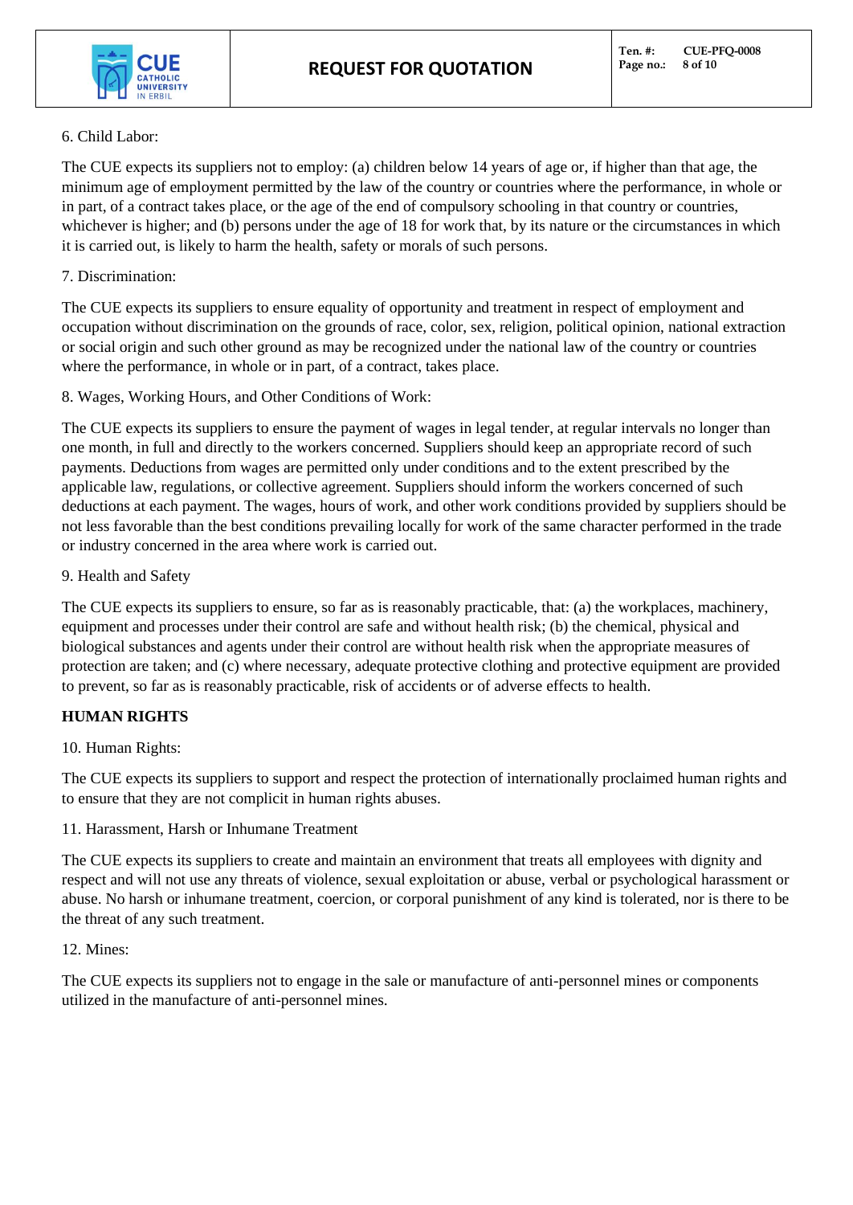6. Child Labor:

The CUE expects its suppliers not to employ: (a) children below 14 years of age or, if higher than that age, the minimum age of employment permitted by the law of the country or countries where the performance, in whole or in part, of a contract takes place, or the age of the end of compulsory schooling in that country or countries, whichever is higher; and (b) persons under the age of 18 for work that, by its nature or the circumstances in which it is carried out, is likely to harm the health, safety or morals of such persons.

7. Discrimination:

The CUE expects its suppliers to ensure equality of opportunity and treatment in respect of employment and occupation without discrimination on the grounds of race, color, sex, religion, political opinion, national extraction or social origin and such other ground as may be recognized under the national law of the country or countries where the performance, in whole or in part, of a contract, takes place.

8. Wages, Working Hours, and Other Conditions of Work:

The CUE expects its suppliers to ensure the payment of wages in legal tender, at regular intervals no longer than one month, in full and directly to the workers concerned. Suppliers should keep an appropriate record of such payments. Deductions from wages are permitted only under conditions and to the extent prescribed by the applicable law, regulations, or collective agreement. Suppliers should inform the workers concerned of such deductions at each payment. The wages, hours of work, and other work conditions provided by suppliers should be not less favorable than the best conditions prevailing locally for work of the same character performed in the trade or industry concerned in the area where work is carried out.

9. Health and Safety

The CUE expects its suppliers to ensure, so far as is reasonably practicable, that: (a) the workplaces, machinery, equipment and processes under their control are safe and without health risk; (b) the chemical, physical and biological substances and agents under their control are without health risk when the appropriate measures of protection are taken; and (c) where necessary, adequate protective clothing and protective equipment are provided to prevent, so far as is reasonably practicable, risk of accidents or of adverse effects to health.

**HUMAN RIGHTS**

10. Human Rights:

The CUE expects its suppliers to support and respect the protection of internationally proclaimed human rights and to ensure that they are not complicit in human rights abuses.

11. Harassment, Harsh or Inhumane Treatment

The CUE expects its suppliers to create and maintain an environment that treats all employees with dignity and respect and will not use any threats of violence, sexual exploitation or abuse, verbal or psychological harassment or abuse. No harsh or inhumane treatment, coercion, or corporal punishment of any kind is tolerated, nor is there to be the threat of any such treatment.

12. Mines:

The CUE expects its suppliers not to engage in the sale or manufacture of anti-personnel mines or components utilized in the manufacture of anti-personnel mines.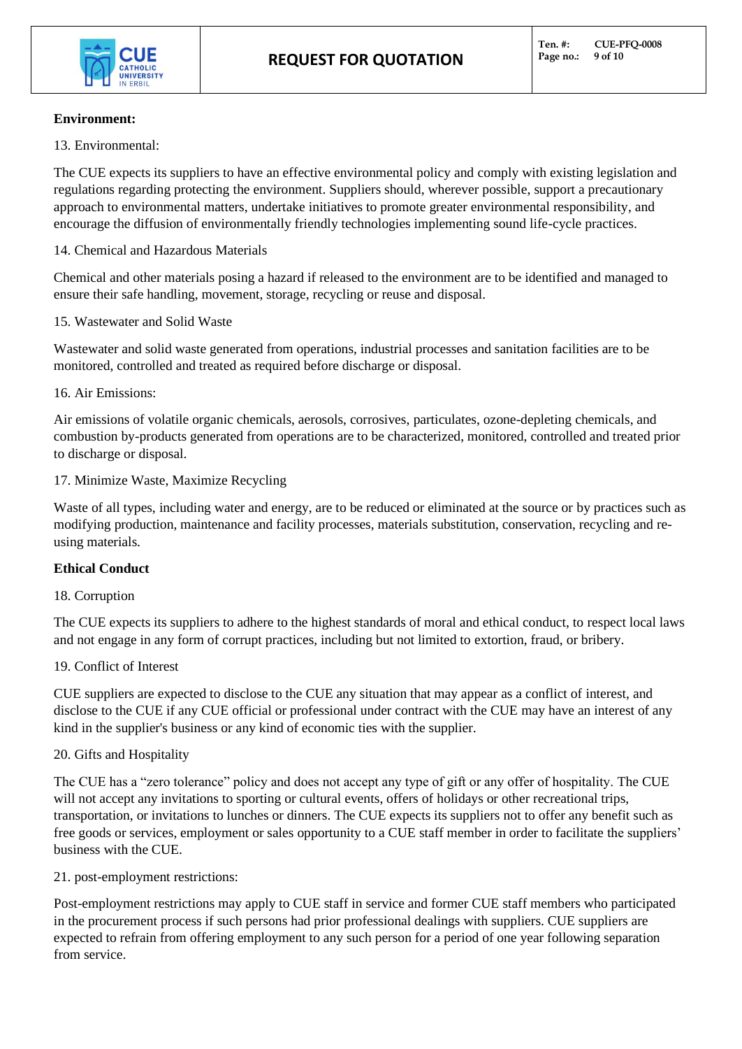**Environment:**

13. Environmental:

The CUE expects its suppliers to have an effective environmental policy and comply with existing legislation and regulations regarding protecting the environment. Suppliers should, wherever possible, support a precautionary approach to environmental matters, undertake initiatives to promote greater environmental responsibility, and encourage the diffusion of environmentally friendly technologies implementing sound life-cycle practices.

14. Chemical and Hazardous Materials

Chemical and other materials posing a hazard if released to the environment are to be identified and managed to ensure their safe handling, movement, storage, recycling or reuse and disposal.

15. Wastewater and Solid Waste

Wastewater and solid waste generated from operations, industrial processes and sanitation facilities are to be monitored, controlled and treated as required before discharge or disposal.

16. Air Emissions:

Air emissions of volatile organic chemicals, aerosols, corrosives, particulates, ozone-depleting chemicals, and combustion by-products generated from operations are to be characterized, monitored, controlled and treated prior to discharge or disposal.

17. Minimize Waste, Maximize Recycling

Waste of all types, including water and energy, are to be reduced or eliminated at the source or by practices such as modifying production, maintenance and facility processes, materials substitution, conservation, recycling and re-using materials.

**Ethical Conduct**

18. Corruption

The CUE expects its suppliers to adhere to the highest standards of moral and ethical conduct, to respect local laws and not engage in any form of corrupt practices, including but not limited to extortion, fraud, or bribery.

19. Conflict of Interest

CUE suppliers are expected to disclose to the CUE any situation that may appear as a conflict of interest, and disclose to the CUE if any CUE official or professional under contract with the CUE may have an interest of any kind in the supplier's business or any kind of economic ties with the supplier.

20. Gifts and Hospitality

The CUE has a "zero tolerance" policy and does not accept any type of gift or any offer of hospitality. The CUE will not accept any invitations to sporting or cultural events, offers of holidays or other recreational trips, transportation, or invitations to lunches or dinners. The CUE expects its suppliers not to offer any benefit such as free goods or services, employment or sales opportunity to a CUE staff member in order to facilitate the suppliers' business with the CUE.

21. post-employment restrictions:

Post-employment restrictions may apply to CUE staff in service and former CUE staff members who participated in the procurement process if such persons had prior professional dealings with suppliers. CUE suppliers are expected to refrain from offering employment to any such person for a period of one year following separation from service.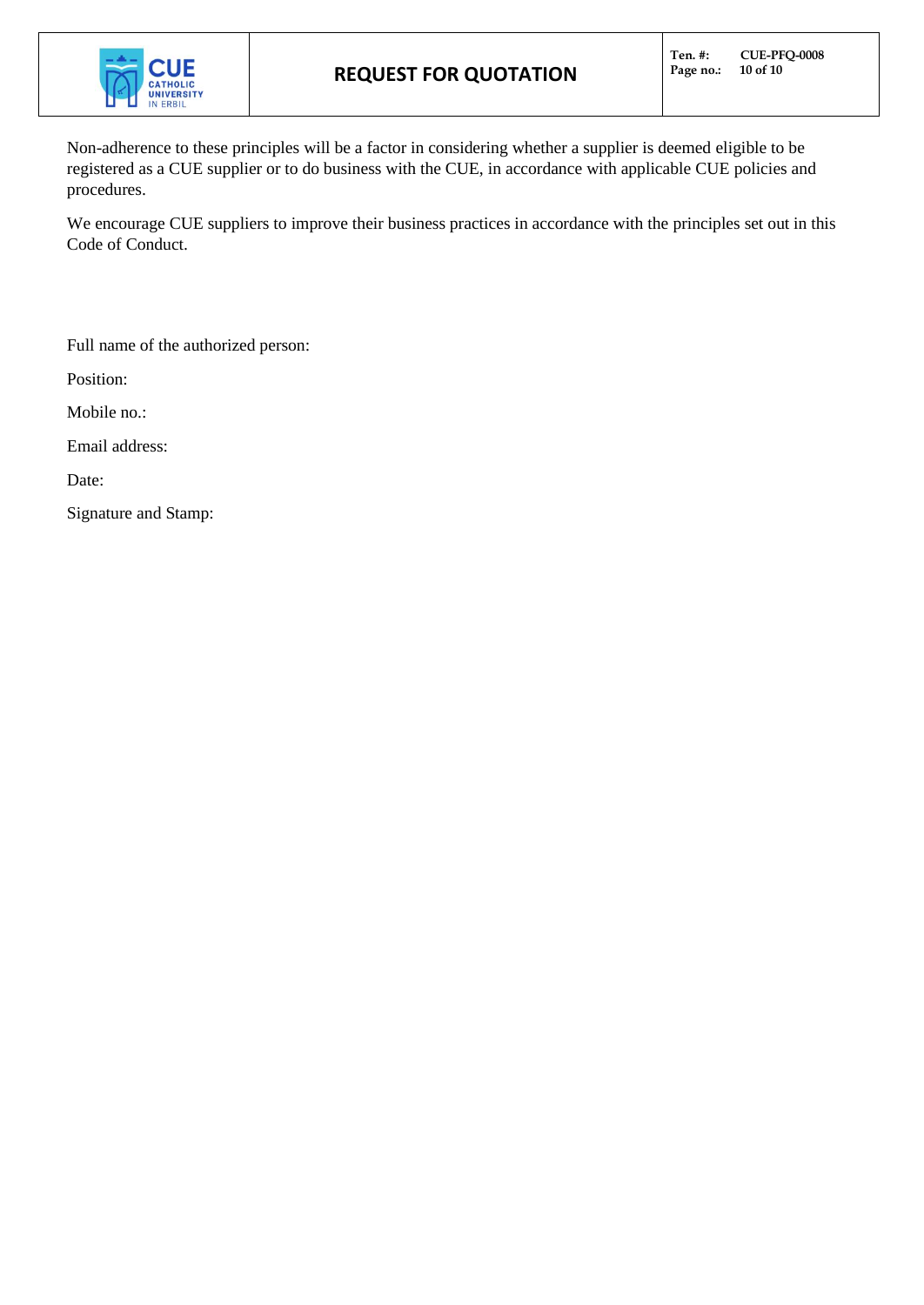Non-adherence to these principles will be a factor in considering whether a supplier is deemed eligible to be registered as a CUE supplier or to do business with the CUE, in accordance with applicable CUE policies and procedures.

We encourage CUE suppliers to improve their business practices in accordance with the principles set out in this Code of Conduct.

Full name of the authorized person:

Position:

Mobile no.:

Email address:

Date:

Signature and Stamp: